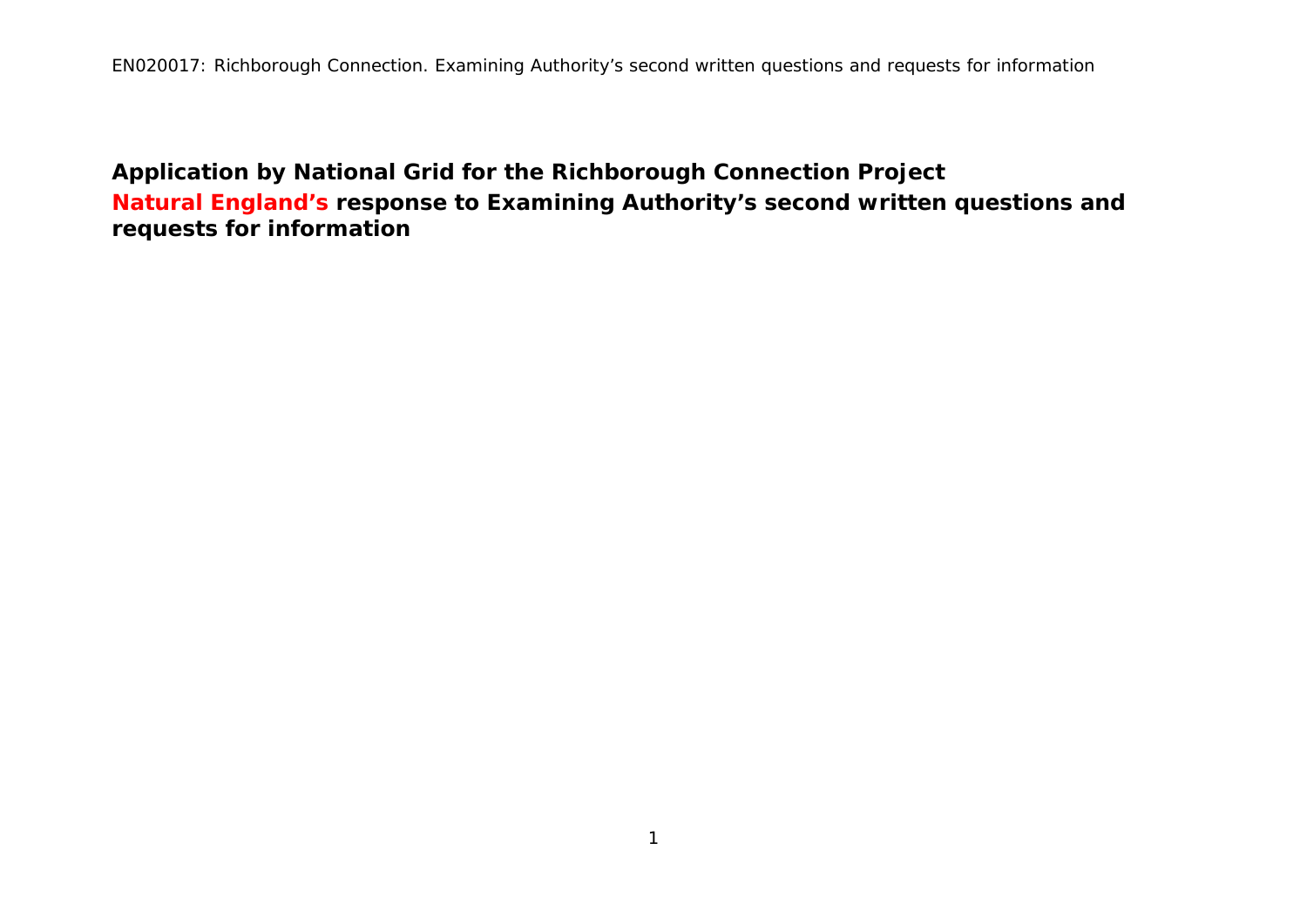# Application by National Grid for the Richborough Connection Project

## Natural England's response to Examining Authority's second written questions and requests for information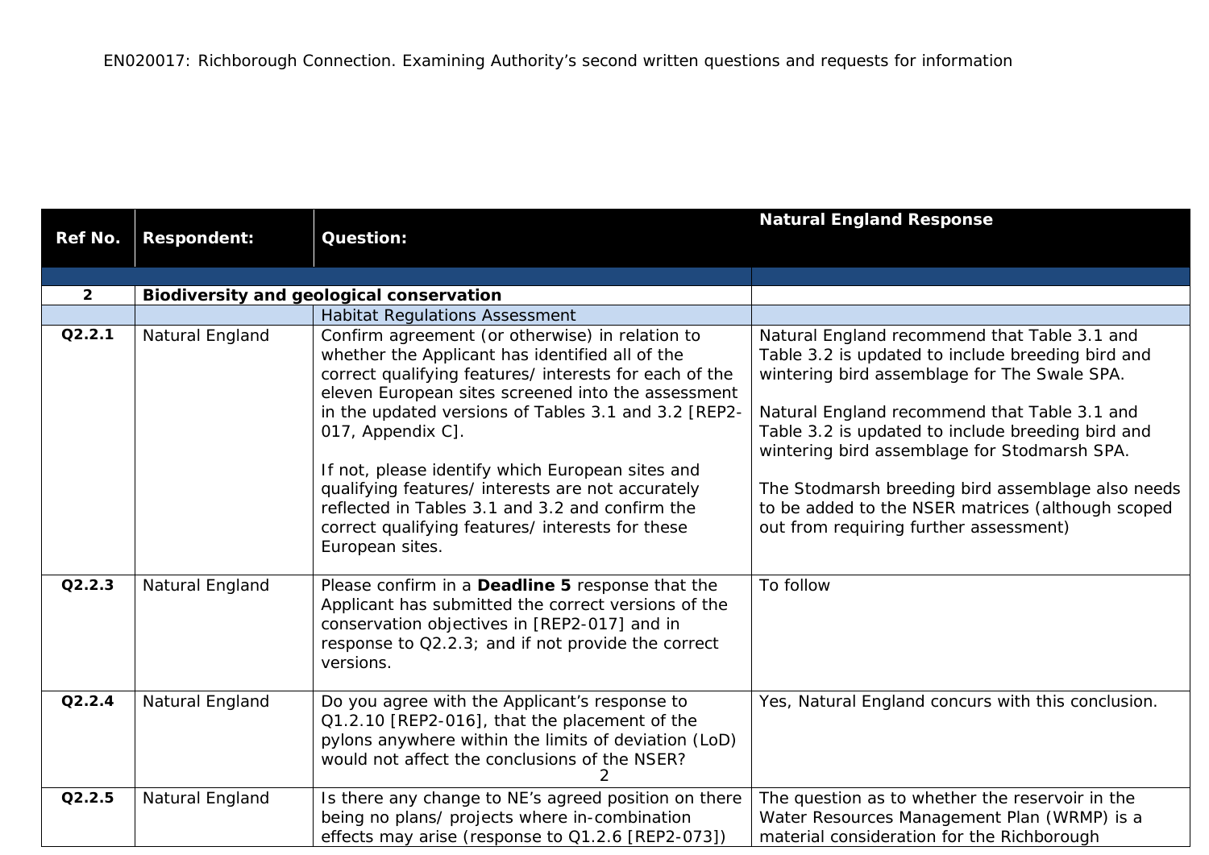EN020017: Richborough Connection. Examining Authority's second written questions and requests for information

| Ref No. | Respondent: | Question: | Natural England Response |
|---|---|---|---|
| | | | |
| 2 | **Biodiversity and geological conservation** | | |
| | | Habitat Regulations Assessment | |
| Q2.2.1 | Natural England | Confirm agreement (or otherwise) in relation to whether the Applicant has identified all of the correct qualifying features/ interests for each of the eleven European sites screened into the assessment in the updated versions of Tables 3.1 and 3.2 [REP2-017, Appendix C].<br><br>If not, please identify which European sites and qualifying features/ interests are not accurately reflected in Tables 3.1 and 3.2 and confirm the correct qualifying features/ interests for these European sites. | Natural England recommend that Table 3.1 and Table 3.2 is updated to include breeding bird and wintering bird assemblage for The Swale SPA.<br><br>Natural England recommend that Table 3.1 and Table 3.2 is updated to include breeding bird and wintering bird assemblage for Stodmarsh SPA.<br><br>The Stodmarsh breeding bird assemblage also needs to be added to the NSER matrices (although scoped out from requiring further assessment) |
| Q2.2.3 | Natural England | Please confirm in a **Deadline 5** response that the Applicant has submitted the correct versions of the conservation objectives in [REP2-017] and in response to Q2.2.3; and if not provide the correct versions. | To follow |
| Q2.2.4 | Natural England | Do you agree with the Applicant's response to Q1.2.10 [REP2-016], that the placement of the pylons anywhere within the limits of deviation (LoD) would not affect the conclusions of the NSER? | Yes, Natural England concurs with this conclusion. |
| Q2.2.5 | Natural England | Is there any change to NE's agreed position on there being no plans/ projects where in-combination effects may arise (response to Q1.2.6 [REP2-073]) | The question as to whether the reservoir in the Water Resources Management Plan (WRMP) is a material consideration for the Richborough |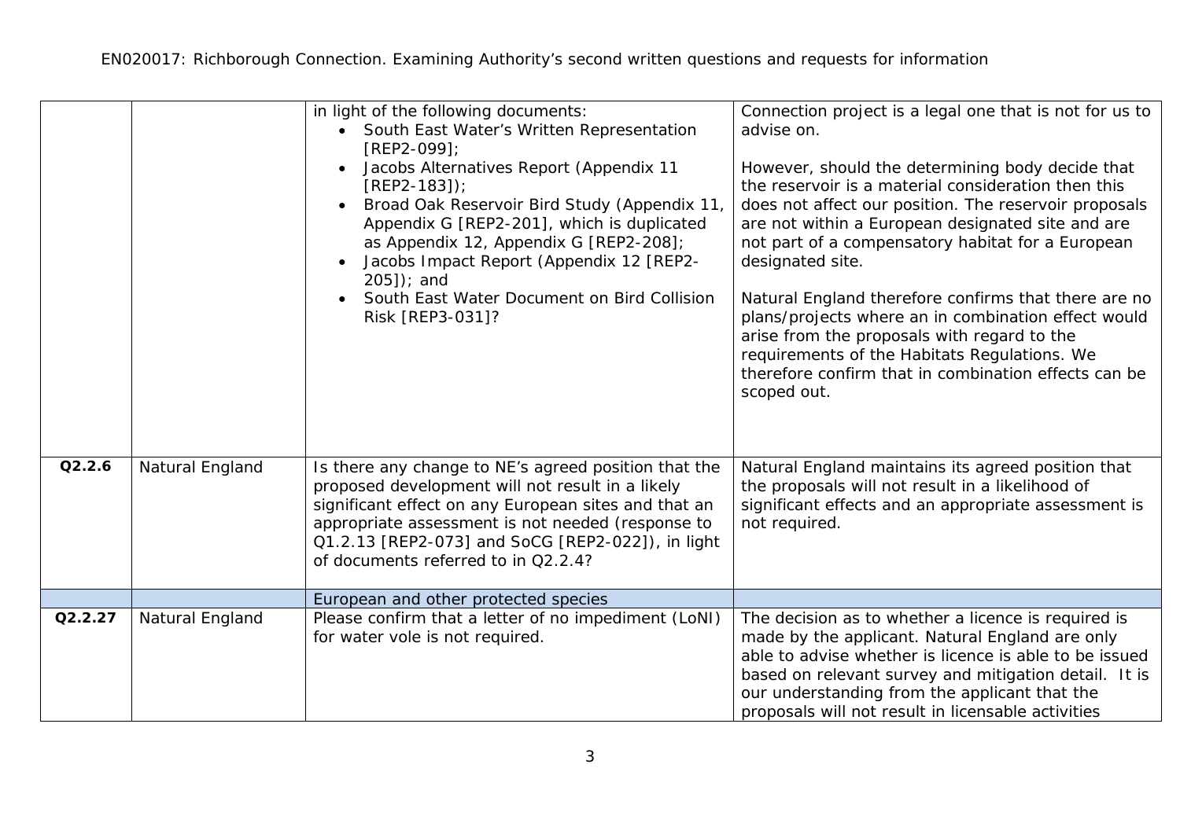| | | | |
|---|---|---|---|
| | | in light of the following documents:<br>• South East Water's Written Representation [REP2-099];<br>• Jacobs Alternatives Report (Appendix 11 [REP2-183]);<br>• Broad Oak Reservoir Bird Study (Appendix 11, Appendix G [REP2-201], which is duplicated as Appendix 12, Appendix G [REP2-208];<br>• Jacobs Impact Report (Appendix 12 [REP2-205]); and<br>• South East Water Document on Bird Collision Risk [REP3-031]? | Connection project is a legal one that is not for us to advise on.<br><br>However, should the determining body decide that the reservoir is a material consideration then this does not affect our position. The reservoir proposals are not within a European designated site and are not part of a compensatory habitat for a European designated site.<br><br>Natural England therefore confirms that there are no plans/projects where an in combination effect would arise from the proposals with regard to the requirements of the Habitats Regulations. We therefore confirm that in combination effects can be scoped out. |
| **Q2.2.6** | Natural England | Is there any change to NE's agreed position that the proposed development will not result in a likely significant effect on any European sites and that an appropriate assessment is not needed (response to Q1.2.13 [REP2-073] and SoCG [REP2-022]), in light of documents referred to in Q2.2.4? | Natural England maintains its agreed position that the proposals will not result in a likelihood of significant effects and an appropriate assessment is not required. |
| | | European and other protected species | |
| **Q2.2.27** | Natural England | Please confirm that a letter of no impediment (LoNI) for water vole is not required. | The decision as to whether a licence is required is made by the applicant. Natural England are only able to advise whether is licence is able to be issued based on relevant survey and mitigation detail. It is our understanding from the applicant that the proposals will not result in licensable activities |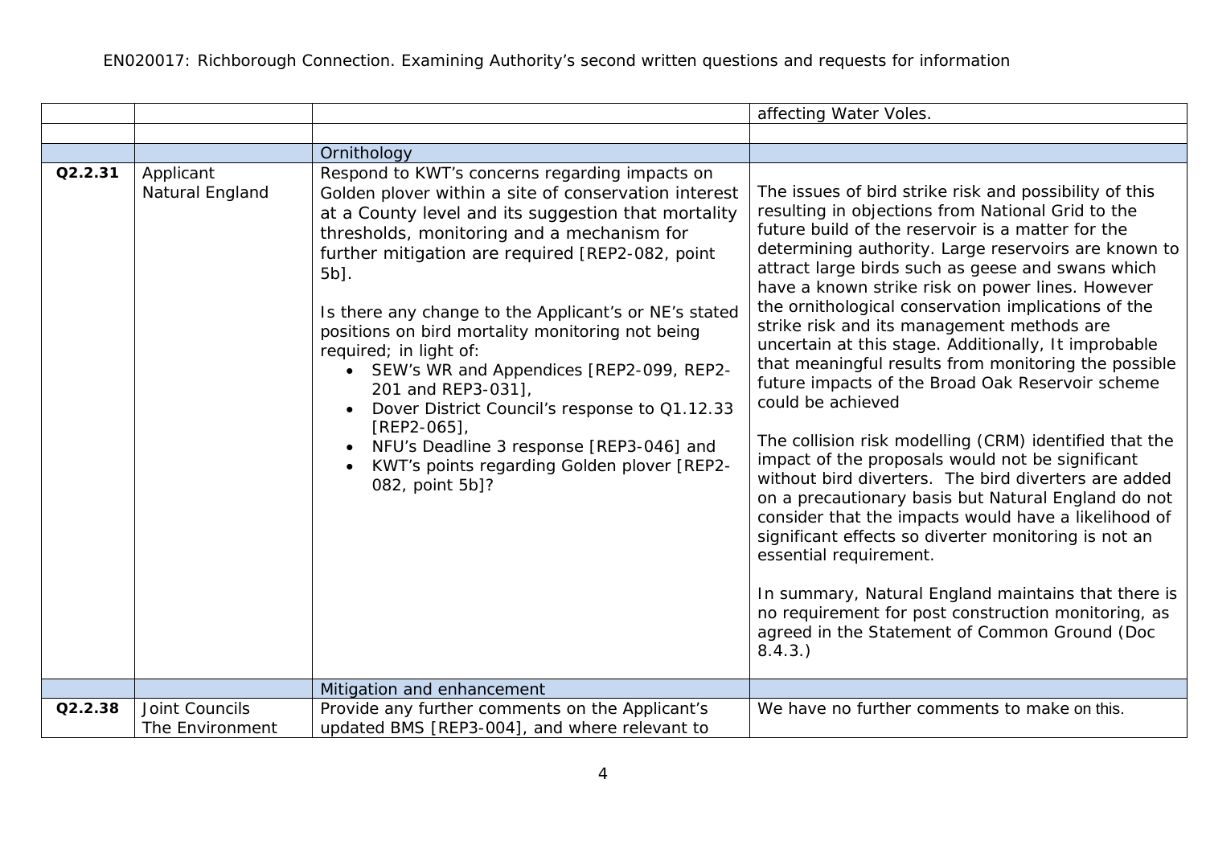| | | | |
|---|---|---|---|
| | | | affecting Water Voles. |
| | | | |
| | | Ornithology | |
| **Q2.2.31** | Applicant<br>Natural England | Respond to KWT's concerns regarding impacts on Golden plover within a site of conservation interest at a County level and its suggestion that mortality thresholds, monitoring and a mechanism for further mitigation are required [REP2-082, point 5b].<br><br>Is there any change to the Applicant's or NE's stated positions on bird mortality monitoring not being required; in light of:<br>• SEW's WR and Appendices [REP2-099, REP2-201 and REP3-031],<br>• Dover District Council's response to Q1.12.33 [REP2-065],<br>• NFU's Deadline 3 response [REP3-046] and<br>• KWT's points regarding Golden plover [REP2-082, point 5b]? | The issues of bird strike risk and possibility of this resulting in objections from National Grid to the future build of the reservoir is a matter for the determining authority. Large reservoirs are known to attract large birds such as geese and swans which have a known strike risk on power lines. However the ornithological conservation implications of the strike risk and its management methods are uncertain at this stage. Additionally, It improbable that meaningful results from monitoring the possible future impacts of the Broad Oak Reservoir scheme could be achieved<br><br>The collision risk modelling (CRM) identified that the impact of the proposals would not be significant without bird diverters. The bird diverters are added on a precautionary basis but Natural England do not consider that the impacts would have a likelihood of significant effects so diverter monitoring is not an essential requirement.<br><br>In summary, Natural England maintains that there is no requirement for post construction monitoring, as agreed in the Statement of Common Ground (Doc 8.4.3.) |
| | | Mitigation and enhancement | |
| **Q2.2.38** | Joint Councils<br>The Environment | Provide any further comments on the Applicant's updated BMS [REP3-004], and where relevant to | We have no further comments to make on this. |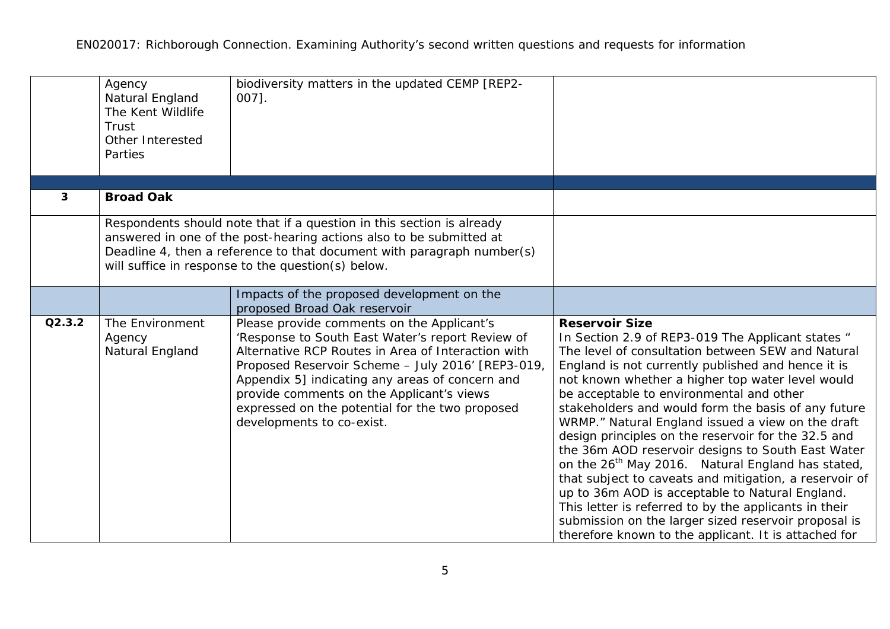| | | | |
|---|---|---|---|
| | Agency<br>Natural England<br>The Kent Wildlife Trust<br>Other Interested Parties | biodiversity matters in the updated CEMP [REP2-007]. | |
| | | | |
| **3** | **Broad Oak** | | |
| | Respondents should note that if a question in this section is already answered in one of the post-hearing actions also to be submitted at Deadline 4, then a reference to that document with paragraph number(s) will suffice in response to the question(s) below. | | |
| | | Impacts of the proposed development on the proposed Broad Oak reservoir | |
| **Q2.3.2** | The Environment Agency<br>Natural England | Please provide comments on the Applicant's 'Response to South East Water's report Review of Alternative RCP Routes in Area of Interaction with Proposed Reservoir Scheme – July 2016' [REP3-019, Appendix 5] indicating any areas of concern and provide comments on the Applicant's views expressed on the potential for the two proposed developments to co-exist. | **Reservoir Size**<br>In Section 2.9 of REP3-019 The Applicant states " The level of consultation between SEW and Natural England is not currently published and hence it is not known whether a higher top water level would be acceptable to environmental and other stakeholders and would form the basis of any future WRMP." Natural England issued a view on the draft design principles on the reservoir for the 32.5 and the 36m AOD reservoir designs to South East Water on the 26th May 2016. Natural England has stated, that subject to caveats and mitigation, a reservoir of up to 36m AOD is acceptable to Natural England. This letter is referred to by the applicants in their submission on the larger sized reservoir proposal is therefore known to the applicant. It is attached for |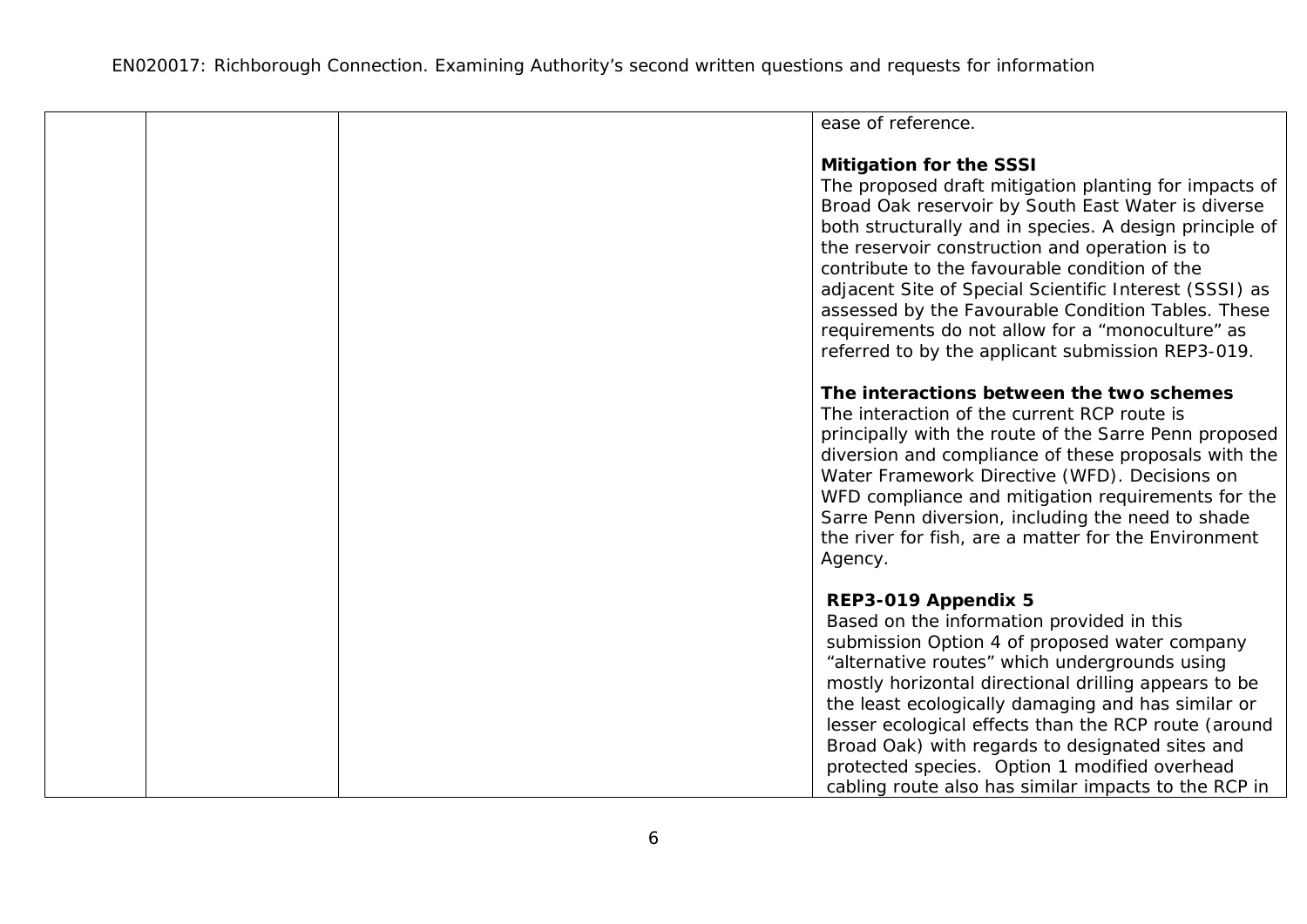| | | | |
|---|---|---|---|
| | | | ease of reference.<br><br>**Mitigation for the SSSI**<br>The proposed draft mitigation planting for impacts of Broad Oak reservoir by South East Water is diverse both structurally and in species. A design principle of the reservoir construction and operation is to contribute to the favourable condition of the adjacent Site of Special Scientific Interest (SSSI) as assessed by the Favourable Condition Tables. These requirements do not allow for a "monoculture" as referred to by the applicant submission REP3-019.<br><br>**The interactions between the two schemes**<br>The interaction of the current RCP route is principally with the route of the Sarre Penn proposed diversion and compliance of these proposals with the Water Framework Directive (WFD). Decisions on WFD compliance and mitigation requirements for the Sarre Penn diversion, including the need to shade the river for fish, are a matter for the Environment Agency.<br><br>**REP3-019 Appendix 5**<br>Based on the information provided in this submission Option 4 of proposed water company "alternative routes" which undergrounds using mostly horizontal directional drilling appears to be the least ecologically damaging and has similar or lesser ecological effects than the RCP route (around Broad Oak) with regards to designated sites and protected species. Option 1 modified overhead cabling route also has similar impacts to the RCP in |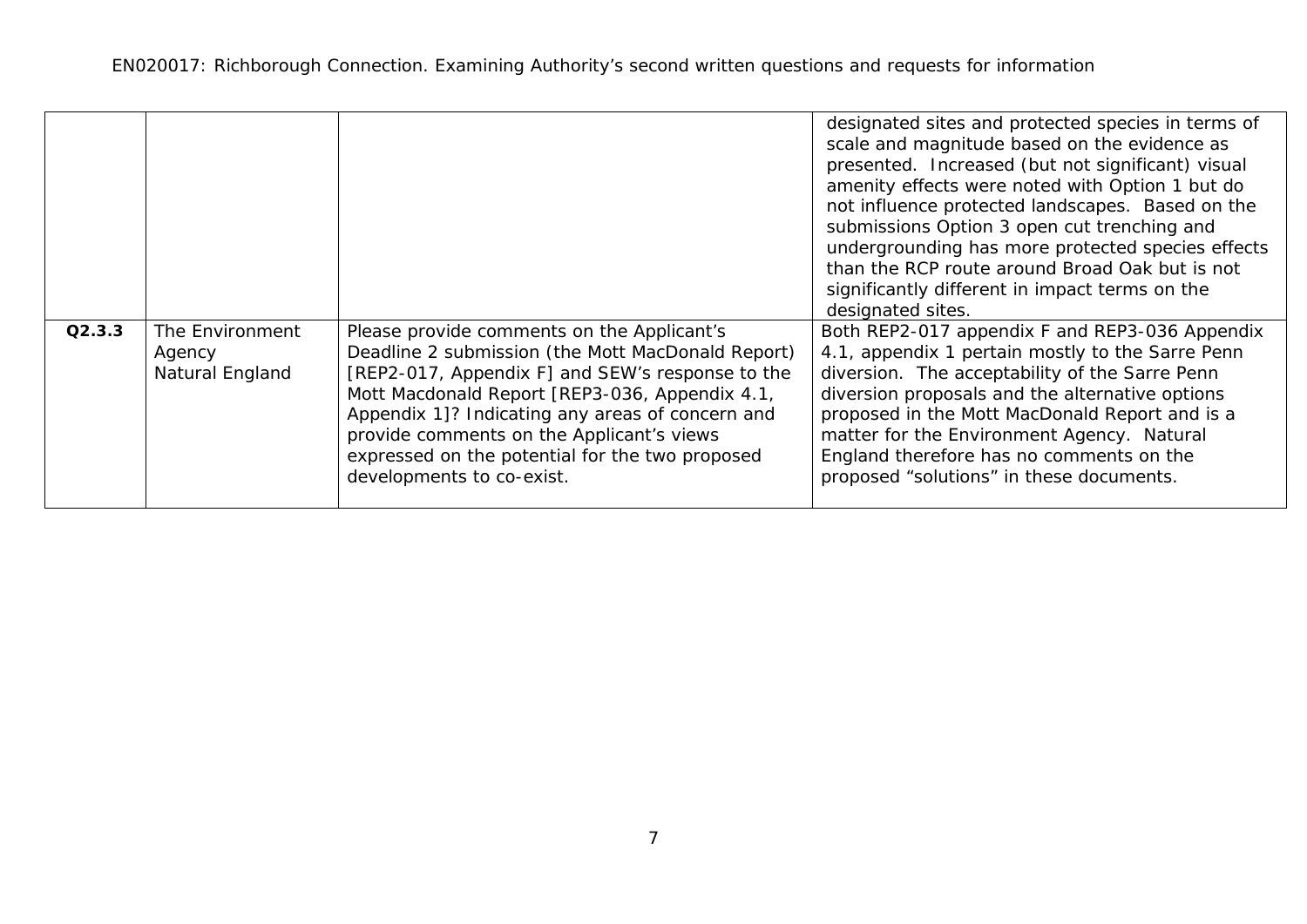| | | | |
|---|---|---|---|
| | | | designated sites and protected species in terms of scale and magnitude based on the evidence as presented. Increased (but not significant) visual amenity effects were noted with Option 1 but do not influence protected landscapes. Based on the submissions Option 3 open cut trenching and undergrounding has more protected species effects than the RCP route around Broad Oak but is not significantly different in impact terms on the designated sites. |
| **Q2.3.3** | The Environment Agency Natural England | Please provide comments on the Applicant's Deadline 2 submission (the Mott MacDonald Report) [REP2-017, Appendix F] and SEW's response to the Mott Macdonald Report [REP3-036, Appendix 4.1, Appendix 1]? Indicating any areas of concern and provide comments on the Applicant's views expressed on the potential for the two proposed developments to co-exist. | Both REP2-017 appendix F and REP3-036 Appendix 4.1, appendix 1 pertain mostly to the Sarre Penn diversion. The acceptability of the Sarre Penn diversion proposals and the alternative options proposed in the Mott MacDonald Report and is a matter for the Environment Agency. Natural England therefore has no comments on the proposed "solutions" in these documents. |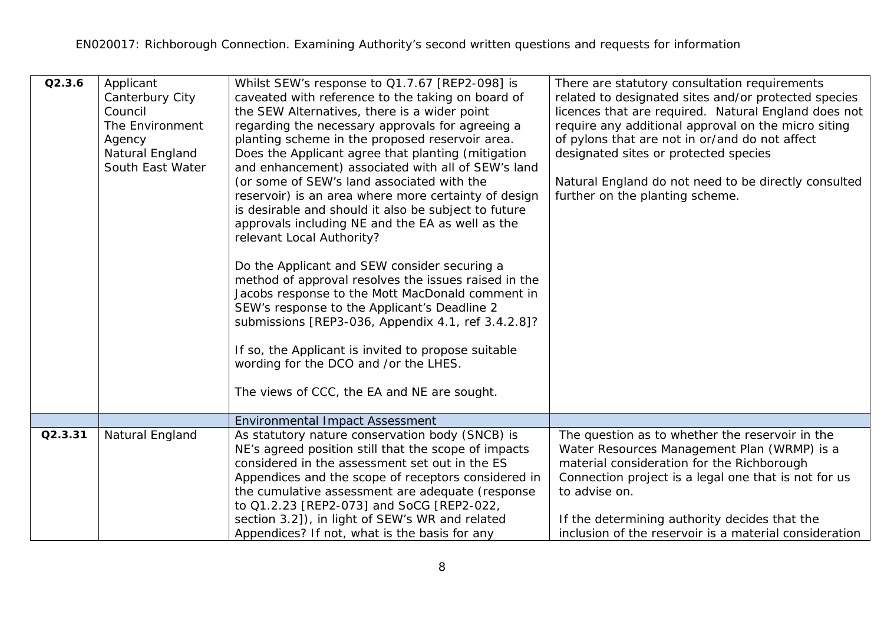| Q2.3.6 | Applicant<br>Canterbury City Council<br>The Environment Agency<br>Natural England<br>South East Water | Whilst SEW's response to Q1.7.67 [REP2-098] is caveated with reference to the taking on board of the SEW Alternatives, there is a wider point regarding the necessary approvals for agreeing a planting scheme in the proposed reservoir area. Does the Applicant agree that planting (mitigation and enhancement) associated with all of SEW's land (or some of SEW's land associated with the reservoir) is an area where more certainty of design is desirable and should it also be subject to future approvals including NE and the EA as well as the relevant Local Authority?<br><br>Do the Applicant and SEW consider securing a method of approval resolves the issues raised in the Jacobs response to the Mott MacDonald comment in SEW's response to the Applicant's Deadline 2 submissions [REP3-036, Appendix 4.1, ref 3.4.2.8]?<br><br>If so, the Applicant is invited to propose suitable wording for the DCO and /or the LHES.<br><br>The views of CCC, the EA and NE are sought. | There are statutory consultation requirements related to designated sites and/or protected species licences that are required. Natural England does not require any additional approval on the micro siting of pylons that are not in or/and do not affect designated sites or protected species<br><br>Natural England do not need to be directly consulted further on the planting scheme. |
|---|---|---|---|
| | | Environmental Impact Assessment | |
| Q2.3.31 | Natural England | As statutory nature conservation body (SNCB) is NE's agreed position still that the scope of impacts considered in the assessment set out in the ES Appendices and the scope of receptors considered in the cumulative assessment are adequate (response to Q1.2.23 [REP2-073] and SoCG [REP2-022, section 3.2]), in light of SEW's WR and related Appendices? If not, what is the basis for any | The question as to whether the reservoir in the Water Resources Management Plan (WRMP) is a material consideration for the Richborough Connection project is a legal one that is not for us to advise on.<br><br>If the determining authority decides that the inclusion of the reservoir is a material consideration |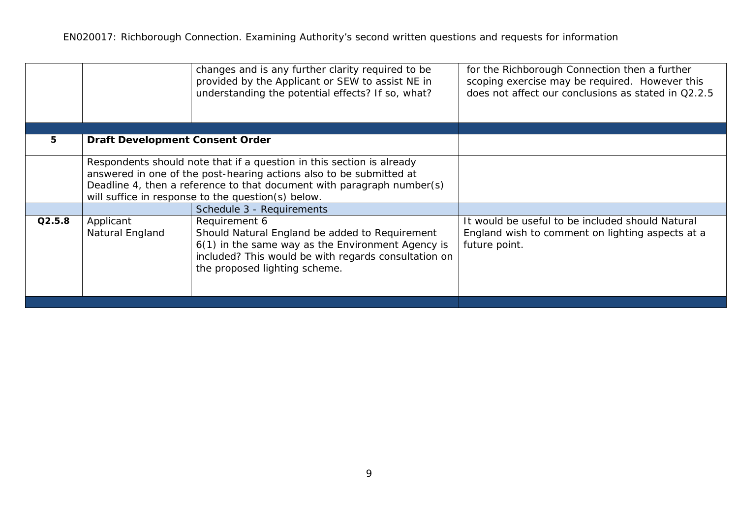| | | | |
|---|---|---|---|
| | | changes and is any further clarity required to be provided by the Applicant or SEW to assist NE in understanding the potential effects? If so, what? | for the Richborough Connection then a further scoping exercise may be required. However this does not affect our conclusions as stated in Q2.2.5 |
| | | | |
| **5** | **Draft Development Consent Order** | | |
| | Respondents should note that if a question in this section is already answered in one of the post-hearing actions also to be submitted at Deadline 4, then a reference to that document with paragraph number(s) will suffice in response to the question(s) below. | | |
| | | Schedule 3 - Requirements | |
| **Q2.5.8** | Applicant Natural England | Requirement 6 Should Natural England be added to Requirement 6(1) in the same way as the Environment Agency is included? This would be with regards consultation on the proposed lighting scheme. | It would be useful to be included should Natural England wish to comment on lighting aspects at a future point. |
| | | | |